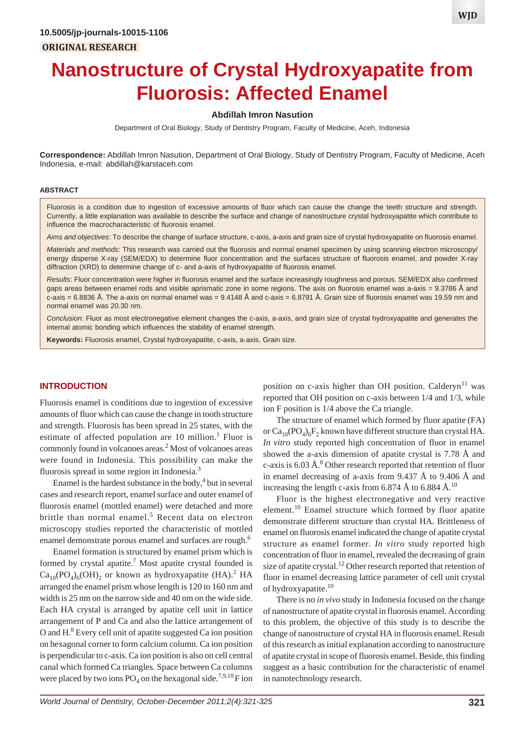10.5005/jp-journals-10015-1106

**ORIGINAL RESEARCH**

# Nanostructure of Crystal Hydroxyapatite from Fluorosis: Affected Enamel

**Abdillah Imron Nasution**

Department of Oral Biology, Study of Dentistry Program, Faculty of Medicine, Aceh, Indonesia

**Correspondence:** Abdillah Imron Nasution, Department of Oral Biology, Study of Dentistry Program, Faculty of Medicine, Aceh Indonesia, e-mail: abdillah@karstaceh.com

## ABSTRACT

Fluorosis is a condition due to ingestion of excessive amounts of fluor which can cause the change the teeth structure and strength. Currently, a little explanation was available to describe the surface and change of nanostructure crystal hydroxyapatite which contribute to influence the macrocharacteristic of fluorosis enamel.

*Aims and objectives*: To describe the change of surface structure, c-axis, a-axis and grain size of crystal hydroxyapatite on fluorosis enamel.

*Materials and methods*: This research was carried out the fluorosis and normal enamel specimen by using scanning electron microscopy/energy disperse X-ray (SEM/EDX) to determine fluor concentration and the surfaces structure of fluorosis enamel, and powder X-ray diffraction (XRD) to determine change of c- and a-axis of hydroxyapatite of fluorosis enamel.

*Results*: Fluor concentration were higher in fluorosis enamel and the surface increasingly roughness and porous. SEM/EDX also confirmed gaps areas between enamel rods and visible aprismatic zone in some regions. The axis on fluorosis enamel was a-axis = 9.3786 Å and c-axis = 6.8836 Å. The a-axis on normal enamel was = 9.4148 Å and c-axis = 6.8791 Å. Grain size of fluorosis enamel was 19.59 nm and normal enamel was 20.30 nm.

*Conclusion*: Fluor as most electronegative element changes the c-axis, a-axis, and grain size of crystal hydroxyapatite and generates the internal atomic bonding which influences the stability of enamel strength.

**Keywords:** Fluorosis enamel, Crystal hydroxyapatite, c-axis, a-axis, Grain size.

## INTRODUCTION

Fluorosis enamel is conditions due to ingestion of excessive amounts of fluor which can cause the change in tooth structure and strength. Fluorosis has been spread in 25 states, with the estimate of affected population are 10 million.[1] Fluor is commonly found in volcanoes areas.[2] Most of volcanoes areas were found in Indonesia. This possibility can make the fluorosis spread in some region in Indonesia.[3]

Enamel is the hardest substance in the body,[4] but in several cases and research report, enamel surface and outer enamel of fluorosis enamel (mottled enamel) were detached and more brittle than normal enamel.[5] Recent data on electron microscopy studies reported the characteristic of mottled enamel demonstrate porous enamel and surfaces are rough.[6]

Enamel formation is structured by enamel prism which is formed by crystal apatite.[7] Most apatite crystal founded is $Ca_{10}(PO_4)_6(OH)_2$ or known as hydroxyapatite (HA).[2] HA arranged the enamel prism whose length is 120 to 160 nm and width is 25 nm on the narrow side and 40 nm on the wide side. Each HA crystal is arranged by apatite cell unit in lattice arrangement of P and Ca and also the lattice arrangement of O and H.[8] Every cell unit of apatite suggested Ca ion position on hexagonal corner to form calcium column. Ca ion position is perpendicular to c-axis. Ca ion position is also on cell central canal which formed Ca triangles. Space between Ca columns were placed by two ions $PO_4$ on the hexagonal side.[7,9,10] F ion position on c-axis higher than OH position. Calderyn[11] was reported that OH position on c-axis between 1/4 and 1/3, while ion F position is 1/4 above the Ca triangle.

The structure of enamel which formed by fluor apatite (FA) or $Ca_{10}(PO_4)_6F_2$ known have different structure than crystal HA. *In vitro* study reported high concentration of fluor in enamel showed the a-axis dimension of apatite crystal is 7.78 Å and c-axis is 6.03 Å.[8] Other research reported that retention of fluor in enamel decreasing of a-axis from 9.437 Å to 9.406 Å and increasing the length c-axis from 6.874 Å to 6.884 Å.[10]

Fluor is the highest electronegative and very reactive element.[10] Enamel structure which formed by fluor apatite demonstrate different structure than crystal HA. Brittleness of enamel on fluorosis enamel indicated the change of apatite crystal structure as enamel former. *In vitro* study reported high concentration of fluor in enamel, revealed the decreasing of grain size of apatite crystal.[12] Other research reported that retention of fluor in enamel decreasing lattice parameter of cell unit crystal of hydroxyapatite.[10]

There is no *in vivo* study in Indonesia focused on the change of nanostructure of apatite crystal in fluorosis enamel. According to this problem, the objective of this study is to describe the change of nanostructure of crystal HA in fluorosis enamel. Result of this research as initial explanation according to nanostructure of apatite crystal in scope of fluorosis enamel. Beside, this finding suggest as a basic contribution for the characteristic of enamel in nanotechnology research.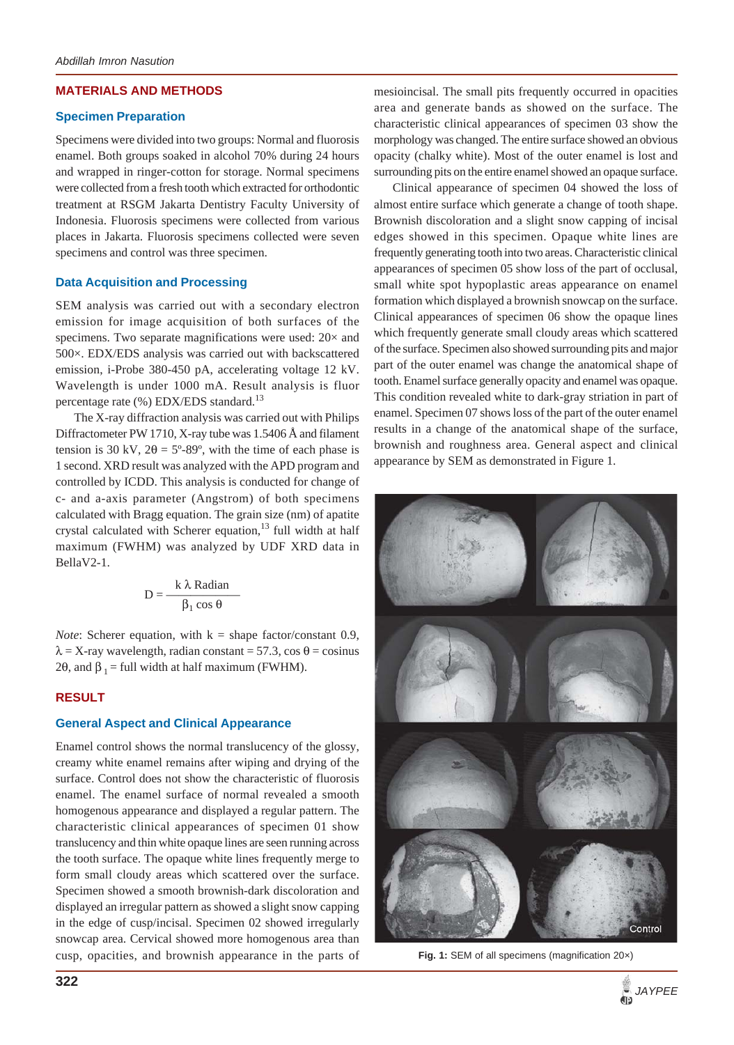## MATERIALS AND METHODS

### Specimen Preparation

Specimens were divided into two groups: Normal and fluorosis enamel. Both groups soaked in alcohol 70% during 24 hours and wrapped in ringer-cotton for storage. Normal specimens were collected from a fresh tooth which extracted for orthodontic treatment at RSGM Jakarta Dentistry Faculty University of Indonesia. Fluorosis specimens were collected from various places in Jakarta. Fluorosis specimens collected were seven specimens and control was three specimen.

### Data Acquisition and Processing

SEM analysis was carried out with a secondary electron emission for image acquisition of both surfaces of the specimens. Two separate magnifications were used: 20× and 500×. EDX/EDS analysis was carried out with backscattered emission, i-Probe 380-450 pA, accelerating voltage 12 kV. Wavelength is under 1000 mA. Result analysis is fluor percentage rate (%) EDX/EDS standard.[13]

The X-ray diffraction analysis was carried out with Philips Diffractometer PW 1710, X-ray tube was 1.5406 Å and filament tension is 30 kV, $2\theta = 5°\text{-}89°$, with the time of each phase is 1 second. XRD result was analyzed with the APD program and controlled by ICDD. This analysis is conducted for change of c- and a-axis parameter (Angstrom) of both specimens calculated with Bragg equation. The grain size (nm) of apatite crystal calculated with Scherer equation,[13] full width at half maximum (FWHM) was analyzed by UDF XRD data in BellaV2-1.

$$D = \frac{k\ \lambda\ \text{Radian}}{\beta_1 \cos\theta}$$

*Note*: Scherer equation, with k = shape factor/constant 0.9, $\lambda$ = X-ray wavelength, radian constant = 57.3, $\cos\theta$ = cosinus $2\theta$, and $\beta_1$ = full width at half maximum (FWHM).

## RESULT

### General Aspect and Clinical Appearance

Enamel control shows the normal translucency of the glossy, creamy white enamel remains after wiping and drying of the surface. Control does not show the characteristic of fluorosis enamel. The enamel surface of normal revealed a smooth homogenous appearance and displayed a regular pattern. The characteristic clinical appearances of specimen 01 show translucency and thin white opaque lines are seen running across the tooth surface. The opaque white lines frequently merge to form small cloudy areas which scattered over the surface. Specimen showed a smooth brownish-dark discoloration and displayed an irregular pattern as showed a slight snow capping in the edge of cusp/incisal. Specimen 02 showed irregularly snowcap area. Cervical showed more homogenous area than cusp, opacities, and brownish appearance in the parts of mesioincisal. The small pits frequently occurred in opacities area and generate bands as showed on the surface. The characteristic clinical appearances of specimen 03 show the morphology was changed. The entire surface showed an obvious opacity (chalky white). Most of the outer enamel is lost and surrounding pits on the entire enamel showed an opaque surface.

Clinical appearance of specimen 04 showed the loss of almost entire surface which generate a change of tooth shape. Brownish discoloration and a slight snow capping of incisal edges showed in this specimen. Opaque white lines are frequently generating tooth into two areas. Characteristic clinical appearances of specimen 05 show loss of the part of occlusal, small white spot hypoplastic areas appearance on enamel formation which displayed a brownish snowcap on the surface. Clinical appearances of specimen 06 show the opaque lines which frequently generate small cloudy areas which scattered of the surface. Specimen also showed surrounding pits and major part of the outer enamel was change the anatomical shape of tooth. Enamel surface generally opacity and enamel was opaque. This condition revealed white to dark-gray striation in part of enamel. Specimen 07 shows loss of the part of the outer enamel results in a change of the anatomical shape of the surface, brownish and roughness area. General aspect and clinical appearance by SEM as demonstrated in Figure 1.

**Fig. 1:** SEM of all specimens (magnification 20×)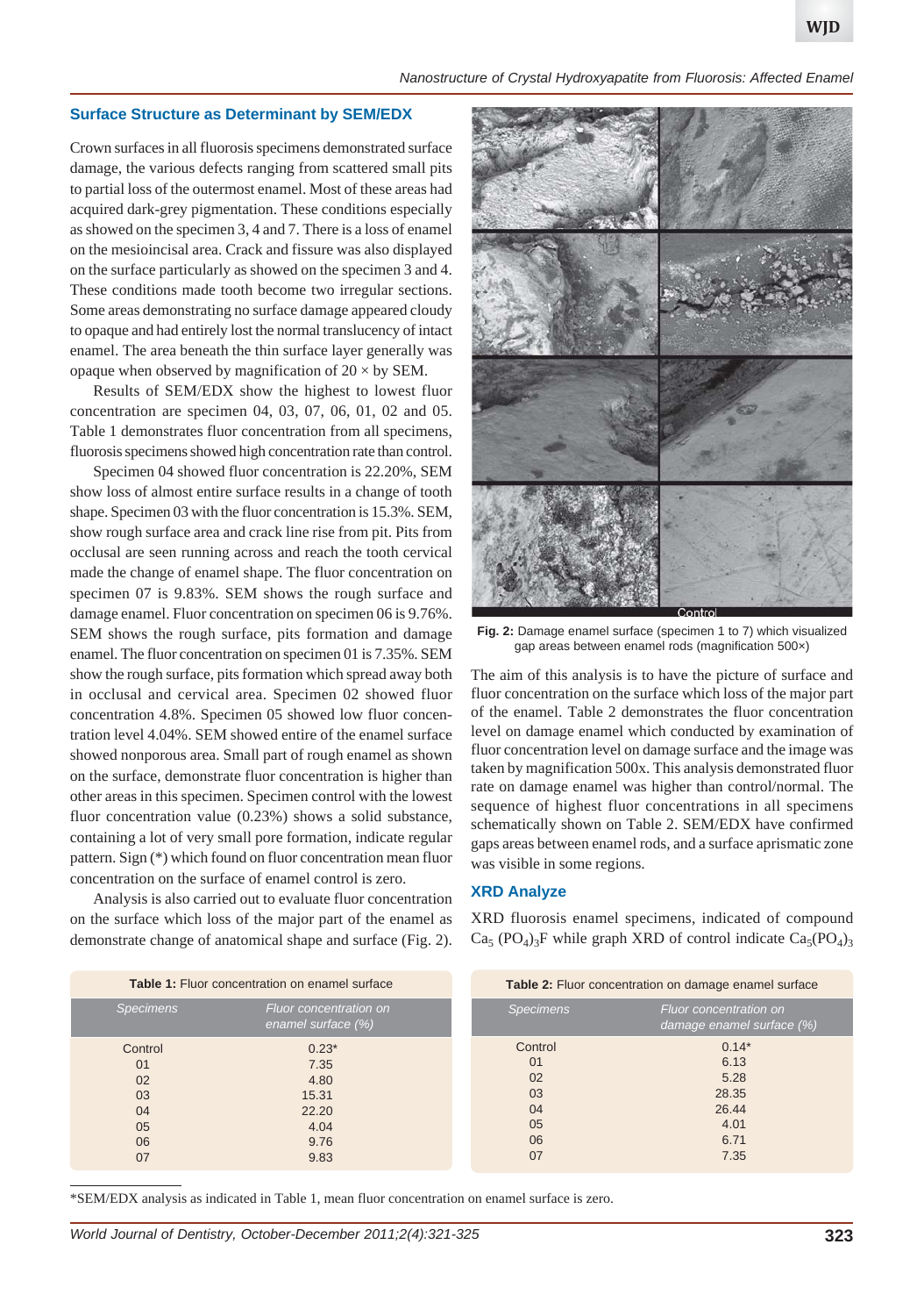## Surface Structure as Determinant by SEM/EDX

Crown surfaces in all fluorosis specimens demonstrated surface damage, the various defects ranging from scattered small pits to partial loss of the outermost enamel. Most of these areas had acquired dark-grey pigmentation. These conditions especially as showed on the specimen 3, 4 and 7. There is a loss of enamel on the mesioincisal area. Crack and fissure was also displayed on the surface particularly as showed on the specimen 3 and 4. These conditions made tooth become two irregular sections. Some areas demonstrating no surface damage appeared cloudy to opaque and had entirely lost the normal translucency of intact enamel. The area beneath the thin surface layer generally was opaque when observed by magnification of 20 × by SEM.

Results of SEM/EDX show the highest to lowest fluor concentration are specimen 04, 03, 07, 06, 01, 02 and 05. Table 1 demonstrates fluor concentration from all specimens, fluorosis specimens showed high concentration rate than control.

Specimen 04 showed fluor concentration is 22.20%, SEM show loss of almost entire surface results in a change of tooth shape. Specimen 03 with the fluor concentration is 15.3%. SEM, show rough surface area and crack line rise from pit. Pits from occlusal are seen running across and reach the tooth cervical made the change of enamel shape. The fluor concentration on specimen 07 is 9.83%. SEM shows the rough surface and damage enamel. Fluor concentration on specimen 06 is 9.76%. SEM shows the rough surface, pits formation and damage enamel. The fluor concentration on specimen 01 is 7.35%. SEM show the rough surface, pits formation which spread away both in occlusal and cervical area. Specimen 02 showed fluor concentration 4.8%. Specimen 05 showed low fluor concentration level 4.04%. SEM showed entire of the enamel surface showed nonporous area. Small part of rough enamel as shown on the surface, demonstrate fluor concentration is higher than other areas in this specimen. Specimen control with the lowest fluor concentration value (0.23%) shows a solid substance, containing a lot of very small pore formation, indicate regular pattern. Sign (*) which found on fluor concentration mean fluor concentration on the surface of enamel control is zero.

Analysis is also carried out to evaluate fluor concentration on the surface which loss of the major part of the enamel as demonstrate change of anatomical shape and surface (Fig. 2).

**Fig. 2:** Damage enamel surface (specimen 1 to 7) which visualized gap areas between enamel rods (magnification 500×)

The aim of this analysis is to have the picture of surface and fluor concentration on the surface which loss of the major part of the enamel. Table 2 demonstrates the fluor concentration level on damage enamel which conducted by examination of fluor concentration level on damage surface and the image was taken by magnification 500x. This analysis demonstrated fluor rate on damage enamel was higher than control/normal. The sequence of highest fluor concentrations in all specimens schematically shown on Table 2. SEM/EDX have confirmed gaps areas between enamel rods, and a surface aprismatic zone was visible in some regions.

## XRD Analyze

XRD fluorosis enamel specimens, indicated of compound $Ca_5\,(PO_4)_3F$ while graph XRD of control indicate $Ca_5(PO_4)_3$

**Table 1:** Fluor concentration on enamel surface

| Specimens | Fluor concentration on enamel surface (%) |
|---|---|
| Control | 0.23* |
| 01 | 7.35 |
| 02 | 4.80 |
| 03 | 15.31 |
| 04 | 22.20 |
| 05 | 4.04 |
| 06 | 9.76 |
| 07 | 9.83 |

**Table 2:** Fluor concentration on damage enamel surface

| Specimens | Fluor concentration on damage enamel surface (%) |
|---|---|
| Control | 0.14* |
| 01 | 6.13 |
| 02 | 5.28 |
| 03 | 28.35 |
| 04 | 26.44 |
| 05 | 4.01 |
| 06 | 6.71 |
| 07 | 7.35 |

*SEM/EDX analysis as indicated in Table 1, mean fluor concentration on enamel surface is zero.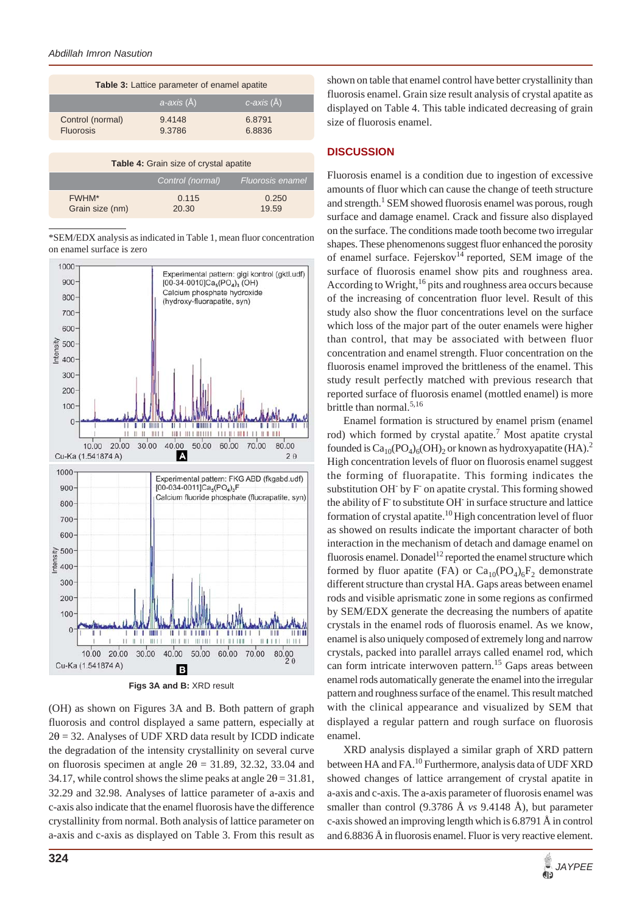**Table 3:** Lattice parameter of enamel apatite

| | *a-axis* (Å) | *c-axis* (Å) |
|---|---|---|
| Control (normal) | 9.4148 | 6.8791 |
| Fluorosis | 9.3786 | 6.8836 |

**Table 4:** Grain size of crystal apatite

| | *Control (normal)* | *Fluorosis enamel* |
|---|---|---|
| FWHM* | 0.115 | 0.250 |
| Grain size (nm) | 20.30 | 19.59 |

*SEM/EDX analysis as indicated in Table 1, mean fluor concentration on enamel surface is zero

**Figs 3A and B:** XRD result

(OH) as shown on Figures 3A and B. Both pattern of graph fluorosis and control displayed a same pattern, especially at $2\theta = 32$. Analyses of UDF XRD data result by ICDD indicate the degradation of the intensity crystallinity on several curve on fluorosis specimen at angle $2\theta = 31.89$, 32.32, 33.04 and 34.17, while control shows the slime peaks at angle $2\theta = 31.81$, 32.29 and 32.98. Analyses of lattice parameter of a-axis and c-axis also indicate that the enamel fluorosis have the difference crystallinity from normal. Both analysis of lattice parameter on a-axis and c-axis as displayed on Table 3. From this result as shown on table that enamel control have better crystallinity than fluorosis enamel. Grain size result analysis of crystal apatite as displayed on Table 4. This table indicated decreasing of grain size of fluorosis enamel.

## DISCUSSION

Fluorosis enamel is a condition due to ingestion of excessive amounts of fluor which can cause the change of teeth structure and strength.[1] SEM showed fluorosis enamel was porous, rough surface and damage enamel. Crack and fissure also displayed on the surface. The conditions made tooth become two irregular shapes. These phenomenons suggest fluor enhanced the porosity of enamel surface. Fejerskov[14] reported, SEM image of the surface of fluorosis enamel show pits and roughness area. According to Wright,[16] pits and roughness area occurs because of the increasing of concentration fluor level. Result of this study also show the fluor concentrations level on the surface which loss of the major part of the outer enamels were higher than control, that may be associated with between fluor concentration and enamel strength. Fluor concentration on the fluorosis enamel improved the brittleness of the enamel. This study result perfectly matched with previous research that reported surface of fluorosis enamel (mottled enamel) is more brittle than normal.[5,16]

Enamel formation is structured by enamel prism (enamel rod) which formed by crystal apatite.[7] Most apatite crystal founded is $Ca_{10}(PO_4)_6(OH)_2$ or known as hydroxyapatite (HA).[2] High concentration levels of fluor on fluorosis enamel suggest the forming of fluorapatite. This forming indicates the substitution $OH^-$ by $F^-$ on apatite crystal. This forming showed the ability of $F^-$ to substitute $OH^-$ in surface structure and lattice formation of crystal apatite.[10] High concentration level of fluor as showed on results indicate the important character of both interaction in the mechanism of detach and damage enamel on fluorosis enamel. Donadel[12] reported the enamel structure which formed by fluor apatite (FA) or $Ca_{10}(PO_4)_6F_2$ demonstrate different structure than crystal HA. Gaps areas between enamel rods and visible aprismatic zone in some regions as confirmed by SEM/EDX generate the decreasing the numbers of apatite crystals in the enamel rods of fluorosis enamel. As we know, enamel is also uniquely composed of extremely long and narrow crystals, packed into parallel arrays called enamel rod, which can form intricate interwoven pattern.[15] Gaps areas between enamel rods automatically generate the enamel into the irregular pattern and roughness surface of the enamel. This result matched with the clinical appearance and visualized by SEM that displayed a regular pattern and rough surface on fluorosis enamel.

XRD analysis displayed a similar graph of XRD pattern between HA and FA.[10] Furthermore, analysis data of UDF XRD showed changes of lattice arrangement of crystal apatite in a-axis and c-axis. The a-axis parameter of fluorosis enamel was smaller than control (9.3786 Å *vs* 9.4148 Å), but parameter c-axis showed an improving length which is 6.8791 Å in control and 6.8836 Å in fluorosis enamel. Fluor is very reactive element.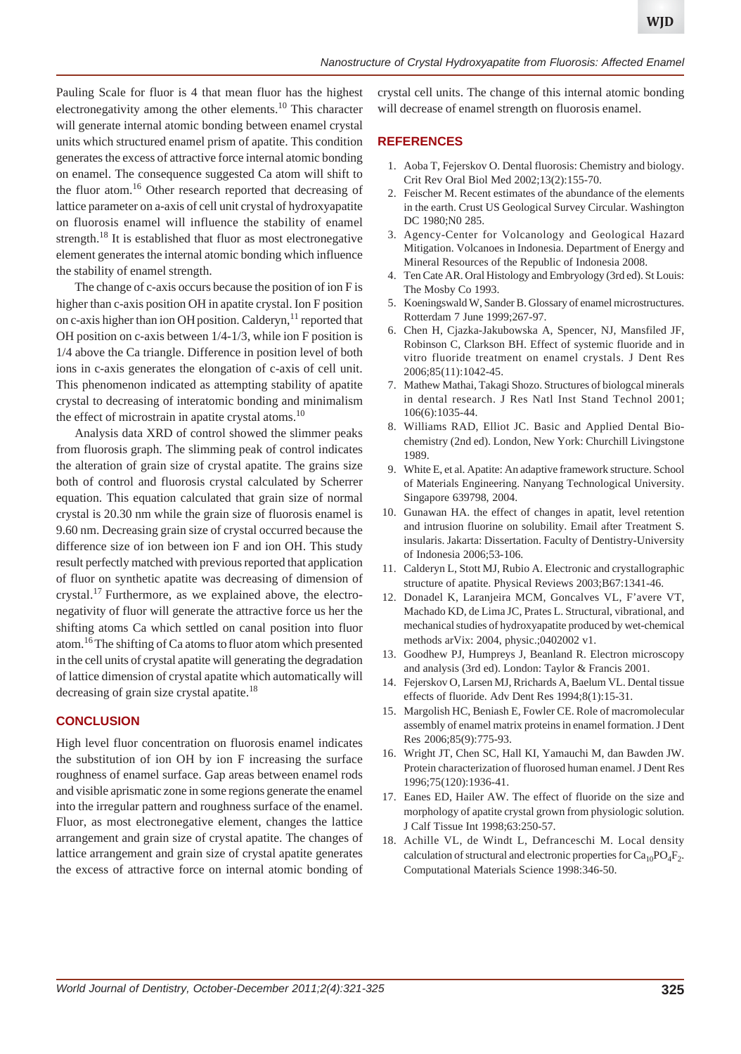Pauling Scale for fluor is 4 that mean fluor has the highest electronegativity among the other elements.[10] This character will generate internal atomic bonding between enamel crystal units which structured enamel prism of apatite. This condition generates the excess of attractive force internal atomic bonding on enamel. The consequence suggested Ca atom will shift to the fluor atom.[16] Other research reported that decreasing of lattice parameter on a-axis of cell unit crystal of hydroxyapatite on fluorosis enamel will influence the stability of enamel strength.[18] It is established that fluor as most electronegative element generates the internal atomic bonding which influence the stability of enamel strength.

The change of c-axis occurs because the position of ion F is higher than c-axis position OH in apatite crystal. Ion F position on c-axis higher than ion OH position. Calderyn,[11] reported that OH position on c-axis between 1/4-1/3, while ion F position is 1/4 above the Ca triangle. Difference in position level of both ions in c-axis generates the elongation of c-axis of cell unit. This phenomenon indicated as attempting stability of apatite crystal to decreasing of interatomic bonding and minimalism the effect of microstrain in apatite crystal atoms.[10]

Analysis data XRD of control showed the slimmer peaks from fluorosis graph. The slimming peak of control indicates the alteration of grain size of crystal apatite. The grains size both of control and fluorosis crystal calculated by Scherrer equation. This equation calculated that grain size of normal crystal is 20.30 nm while the grain size of fluorosis enamel is 9.60 nm. Decreasing grain size of crystal occurred because the difference size of ion between ion F and ion OH. This study result perfectly matched with previous reported that application of fluor on synthetic apatite was decreasing of dimension of crystal.[17] Furthermore, as we explained above, the electronegativity of fluor will generate the attractive force us her the shifting atoms Ca which settled on canal position into fluor atom.[16] The shifting of Ca atoms to fluor atom which presented in the cell units of crystal apatite will generating the degradation of lattice dimension of crystal apatite which automatically will decreasing of grain size crystal apatite.[18]

## CONCLUSION

High level fluor concentration on fluorosis enamel indicates the substitution of ion OH by ion F increasing the surface roughness of enamel surface. Gap areas between enamel rods and visible aprismatic zone in some regions generate the enamel into the irregular pattern and roughness surface of the enamel. Fluor, as most electronegative element, changes the lattice arrangement and grain size of crystal apatite. The changes of lattice arrangement and grain size of crystal apatite generates the excess of attractive force on internal atomic bonding of crystal cell units. The change of this internal atomic bonding will decrease of enamel strength on fluorosis enamel.

## REFERENCES

1. Aoba T, Fejerskov O. Dental fluorosis: Chemistry and biology. Crit Rev Oral Biol Med 2002;13(2):155-70.
2. Feischer M. Recent estimates of the abundance of the elements in the earth. Crust US Geological Survey Circular. Washington DC 1980;N0 285.
3. Agency-Center for Volcanology and Geological Hazard Mitigation. Volcanoes in Indonesia. Department of Energy and Mineral Resources of the Republic of Indonesia 2008.
4. Ten Cate AR. Oral Histology and Embryology (3rd ed). St Louis: The Mosby Co 1993.
5. Koeningswald W, Sander B. Glossary of enamel microstructures. Rotterdam 7 June 1999;267-97.
6. Chen H, Cjazka-Jakubowska A, Spencer, NJ, Mansfiled JF, Robinson C, Clarkson BH. Effect of systemic fluoride and in vitro fluoride treatment on enamel crystals. J Dent Res 2006;85(11):1042-45.
7. Mathew Mathai, Takagi Shozo. Structures of biologcal minerals in dental research. J Res Natl Inst Stand Technol 2001; 106(6):1035-44.
8. Williams RAD, Elliot JC. Basic and Applied Dental Biochemistry (2nd ed). London, New York: Churchill Livingstone 1989.
9. White E, et al. Apatite: An adaptive framework structure. School of Materials Engineering. Nanyang Technological University. Singapore 639798, 2004.
10. Gunawan HA. the effect of changes in apatit, level retention and intrusion fluorine on solubility. Email after Treatment S. insularis. Jakarta: Dissertation. Faculty of Dentistry-University of Indonesia 2006;53-106.
11. Calderyn L, Stott MJ, Rubio A. Electronic and crystallographic structure of apatite. Physical Reviews 2003;B67:1341-46.
12. Donadel K, Laranjeira MCM, Goncalves VL, F'avere VT, Machado KD, de Lima JC, Prates L. Structural, vibrational, and mechanical studies of hydroxyapatite produced by wet-chemical methods arVix: 2004, physic.;0402002 v1.
13. Goodhew PJ, Humpreys J, Beanland R. Electron microscopy and analysis (3rd ed). London: Taylor & Francis 2001.
14. Fejerskov O, Larsen MJ, Rrichards A, Baelum VL. Dental tissue effects of fluoride. Adv Dent Res 1994;8(1):15-31.
15. Margolish HC, Beniash E, Fowler CE. Role of macromolecular assembly of enamel matrix proteins in enamel formation. J Dent Res 2006;85(9):775-93.
16. Wright JT, Chen SC, Hall KI, Yamauchi M, dan Bawden JW. Protein characterization of fluorosed human enamel. J Dent Res 1996;75(120):1936-41.
17. Eanes ED, Hailer AW. The effect of fluoride on the size and morphology of apatite crystal grown from physiologic solution. J Calf Tissue Int 1998;63:250-57.
18. Achille VL, de Windt L, Defranceschi M. Local density calculation of structural and electronic properties for $Ca_{10}PO_4F_2$. Computational Materials Science 1998:346-50.